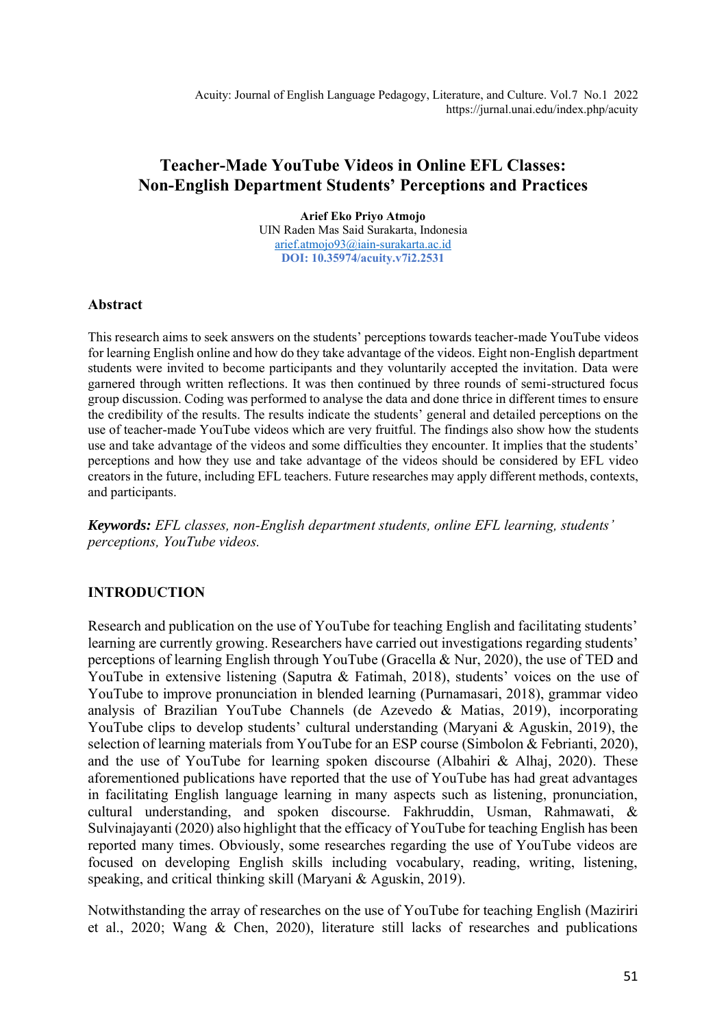# Teacher-Made YouTube Videos in Online EFL Classes: Non-English Department Students' Perceptions and Practices

**Arief Eko Priyo Atmojo**
UIN Raden Mas Said Surakarta, Indonesia
arief.atmojo93@iain-surakarta.ac.id
**DOI: 10.35974/acuity.v7i2.2531**

## Abstract

This research aims to seek answers on the students' perceptions towards teacher-made YouTube videos for learning English online and how do they take advantage of the videos. Eight non-English department students were invited to become participants and they voluntarily accepted the invitation. Data were garnered through written reflections. It was then continued by three rounds of semi-structured focus group discussion. Coding was performed to analyse the data and done thrice in different times to ensure the credibility of the results. The results indicate the students' general and detailed perceptions on the use of teacher-made YouTube videos which are very fruitful. The findings also show how the students use and take advantage of the videos and some difficulties they encounter. It implies that the students' perceptions and how they use and take advantage of the videos should be considered by EFL video creators in the future, including EFL teachers. Future researches may apply different methods, contexts, and participants.

***Keywords:*** *EFL classes, non-English department students, online EFL learning, students' perceptions, YouTube videos.*

## INTRODUCTION

Research and publication on the use of YouTube for teaching English and facilitating students' learning are currently growing. Researchers have carried out investigations regarding students' perceptions of learning English through YouTube (Gracella & Nur, 2020), the use of TED and YouTube in extensive listening (Saputra & Fatimah, 2018), students' voices on the use of YouTube to improve pronunciation in blended learning (Purnamasari, 2018), grammar video analysis of Brazilian YouTube Channels (de Azevedo & Matias, 2019), incorporating YouTube clips to develop students' cultural understanding (Maryani & Aguskin, 2019), the selection of learning materials from YouTube for an ESP course (Simbolon & Febrianti, 2020), and the use of YouTube for learning spoken discourse (Albahiri & Alhaj, 2020). These aforementioned publications have reported that the use of YouTube has had great advantages in facilitating English language learning in many aspects such as listening, pronunciation, cultural understanding, and spoken discourse. Fakhruddin, Usman, Rahmawati, & Sulvinajayanti (2020) also highlight that the efficacy of YouTube for teaching English has been reported many times. Obviously, some researches regarding the use of YouTube videos are focused on developing English skills including vocabulary, reading, writing, listening, speaking, and critical thinking skill (Maryani & Aguskin, 2019).

Notwithstanding the array of researches on the use of YouTube for teaching English (Maziriri et al., 2020; Wang & Chen, 2020), literature still lacks of researches and publications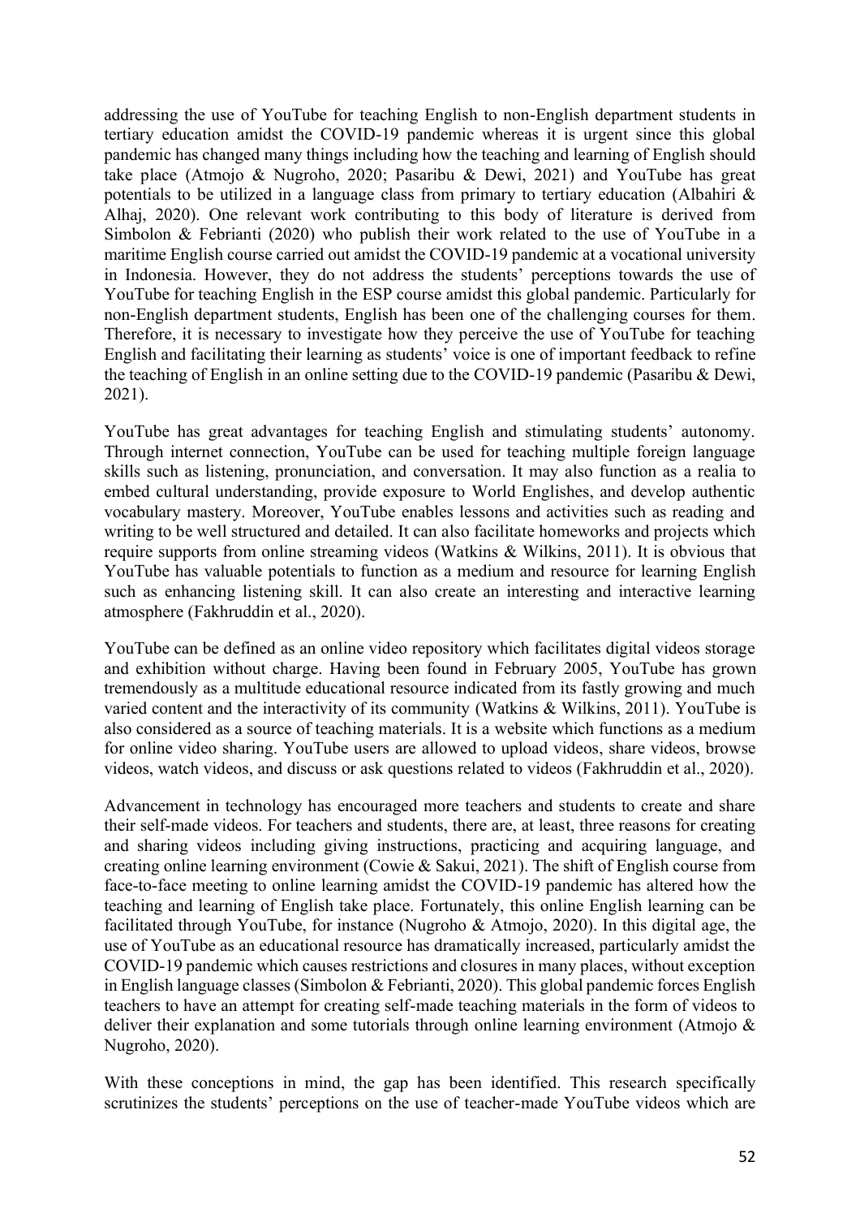addressing the use of YouTube for teaching English to non-English department students in tertiary education amidst the COVID-19 pandemic whereas it is urgent since this global pandemic has changed many things including how the teaching and learning of English should take place (Atmojo & Nugroho, 2020; Pasaribu & Dewi, 2021) and YouTube has great potentials to be utilized in a language class from primary to tertiary education (Albahiri & Alhaj, 2020). One relevant work contributing to this body of literature is derived from Simbolon & Febrianti (2020) who publish their work related to the use of YouTube in a maritime English course carried out amidst the COVID-19 pandemic at a vocational university in Indonesia. However, they do not address the students' perceptions towards the use of YouTube for teaching English in the ESP course amidst this global pandemic. Particularly for non-English department students, English has been one of the challenging courses for them. Therefore, it is necessary to investigate how they perceive the use of YouTube for teaching English and facilitating their learning as students' voice is one of important feedback to refine the teaching of English in an online setting due to the COVID-19 pandemic (Pasaribu & Dewi, 2021).

YouTube has great advantages for teaching English and stimulating students' autonomy. Through internet connection, YouTube can be used for teaching multiple foreign language skills such as listening, pronunciation, and conversation. It may also function as a realia to embed cultural understanding, provide exposure to World Englishes, and develop authentic vocabulary mastery. Moreover, YouTube enables lessons and activities such as reading and writing to be well structured and detailed. It can also facilitate homeworks and projects which require supports from online streaming videos (Watkins & Wilkins, 2011). It is obvious that YouTube has valuable potentials to function as a medium and resource for learning English such as enhancing listening skill. It can also create an interesting and interactive learning atmosphere (Fakhruddin et al., 2020).

YouTube can be defined as an online video repository which facilitates digital videos storage and exhibition without charge. Having been found in February 2005, YouTube has grown tremendously as a multitude educational resource indicated from its fastly growing and much varied content and the interactivity of its community (Watkins & Wilkins, 2011). YouTube is also considered as a source of teaching materials. It is a website which functions as a medium for online video sharing. YouTube users are allowed to upload videos, share videos, browse videos, watch videos, and discuss or ask questions related to videos (Fakhruddin et al., 2020).

Advancement in technology has encouraged more teachers and students to create and share their self-made videos. For teachers and students, there are, at least, three reasons for creating and sharing videos including giving instructions, practicing and acquiring language, and creating online learning environment (Cowie & Sakui, 2021). The shift of English course from face-to-face meeting to online learning amidst the COVID-19 pandemic has altered how the teaching and learning of English take place. Fortunately, this online English learning can be facilitated through YouTube, for instance (Nugroho & Atmojo, 2020). In this digital age, the use of YouTube as an educational resource has dramatically increased, particularly amidst the COVID-19 pandemic which causes restrictions and closures in many places, without exception in English language classes (Simbolon & Febrianti, 2020). This global pandemic forces English teachers to have an attempt for creating self-made teaching materials in the form of videos to deliver their explanation and some tutorials through online learning environment (Atmojo & Nugroho, 2020).

With these conceptions in mind, the gap has been identified. This research specifically scrutinizes the students' perceptions on the use of teacher-made YouTube videos which are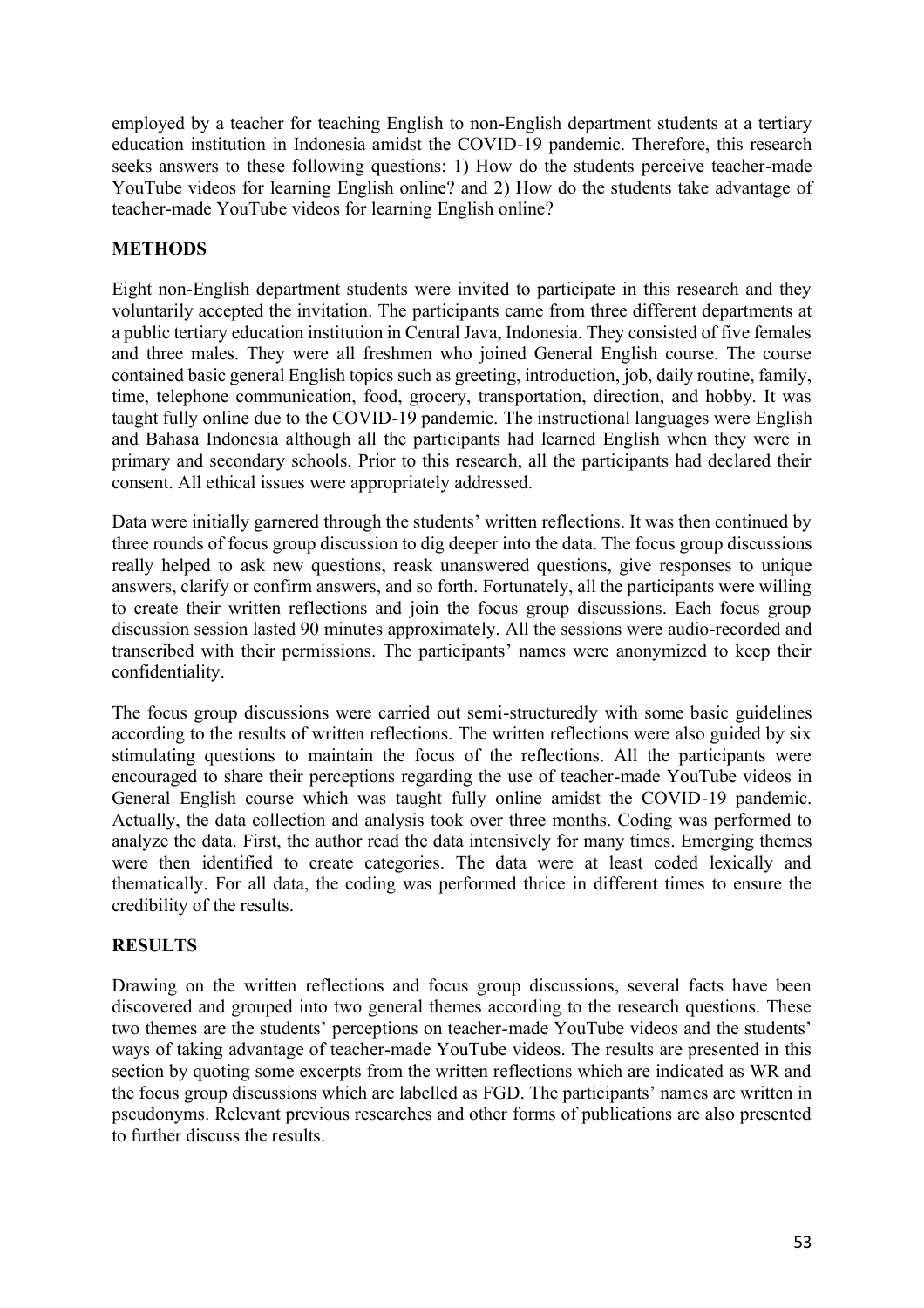employed by a teacher for teaching English to non-English department students at a tertiary education institution in Indonesia amidst the COVID-19 pandemic. Therefore, this research seeks answers to these following questions: 1) How do the students perceive teacher-made YouTube videos for learning English online? and 2) How do the students take advantage of teacher-made YouTube videos for learning English online?

## METHODS

Eight non-English department students were invited to participate in this research and they voluntarily accepted the invitation. The participants came from three different departments at a public tertiary education institution in Central Java, Indonesia. They consisted of five females and three males. They were all freshmen who joined General English course. The course contained basic general English topics such as greeting, introduction, job, daily routine, family, time, telephone communication, food, grocery, transportation, direction, and hobby. It was taught fully online due to the COVID-19 pandemic. The instructional languages were English and Bahasa Indonesia although all the participants had learned English when they were in primary and secondary schools. Prior to this research, all the participants had declared their consent. All ethical issues were appropriately addressed.

Data were initially garnered through the students' written reflections. It was then continued by three rounds of focus group discussion to dig deeper into the data. The focus group discussions really helped to ask new questions, reask unanswered questions, give responses to unique answers, clarify or confirm answers, and so forth. Fortunately, all the participants were willing to create their written reflections and join the focus group discussions. Each focus group discussion session lasted 90 minutes approximately. All the sessions were audio-recorded and transcribed with their permissions. The participants' names were anonymized to keep their confidentiality.

The focus group discussions were carried out semi-structuredly with some basic guidelines according to the results of written reflections. The written reflections were also guided by six stimulating questions to maintain the focus of the reflections. All the participants were encouraged to share their perceptions regarding the use of teacher-made YouTube videos in General English course which was taught fully online amidst the COVID-19 pandemic. Actually, the data collection and analysis took over three months. Coding was performed to analyze the data. First, the author read the data intensively for many times. Emerging themes were then identified to create categories. The data were at least coded lexically and thematically. For all data, the coding was performed thrice in different times to ensure the credibility of the results.

## RESULTS

Drawing on the written reflections and focus group discussions, several facts have been discovered and grouped into two general themes according to the research questions. These two themes are the students' perceptions on teacher-made YouTube videos and the students' ways of taking advantage of teacher-made YouTube videos. The results are presented in this section by quoting some excerpts from the written reflections which are indicated as WR and the focus group discussions which are labelled as FGD. The participants' names are written in pseudonyms. Relevant previous researches and other forms of publications are also presented to further discuss the results.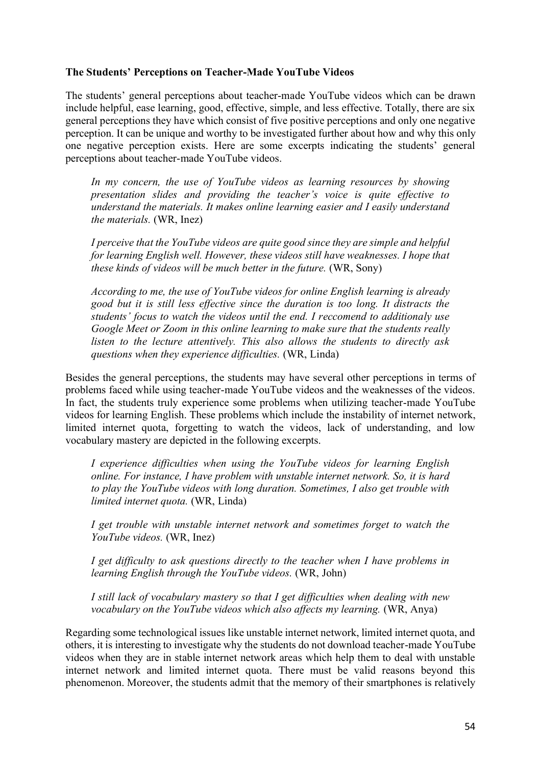**The Students' Perceptions on Teacher-Made YouTube Videos**

The students' general perceptions about teacher-made YouTube videos which can be drawn include helpful, ease learning, good, effective, simple, and less effective. Totally, there are six general perceptions they have which consist of five positive perceptions and only one negative perception. It can be unique and worthy to be investigated further about how and why this only one negative perception exists. Here are some excerpts indicating the students' general perceptions about teacher-made YouTube videos.

> *In my concern, the use of YouTube videos as learning resources by showing presentation slides and providing the teacher's voice is quite effective to understand the materials. It makes online learning easier and I easily understand the materials.* (WR, Inez)

> *I perceive that the YouTube videos are quite good since they are simple and helpful for learning English well. However, these videos still have weaknesses. I hope that these kinds of videos will be much better in the future.* (WR, Sony)

> *According to me, the use of YouTube videos for online English learning is already good but it is still less effective since the duration is too long. It distracts the students' focus to watch the videos until the end. I reccomend to additionaly use Google Meet or Zoom in this online learning to make sure that the students really listen to the lecture attentively. This also allows the students to directly ask questions when they experience difficulties.* (WR, Linda)

Besides the general perceptions, the students may have several other perceptions in terms of problems faced while using teacher-made YouTube videos and the weaknesses of the videos. In fact, the students truly experience some problems when utilizing teacher-made YouTube videos for learning English. These problems which include the instability of internet network, limited internet quota, forgetting to watch the videos, lack of understanding, and low vocabulary mastery are depicted in the following excerpts.

> *I experience difficulties when using the YouTube videos for learning English online. For instance, I have problem with unstable internet network. So, it is hard to play the YouTube videos with long duration. Sometimes, I also get trouble with limited internet quota.* (WR, Linda)

> *I get trouble with unstable internet network and sometimes forget to watch the YouTube videos.* (WR, Inez)

> *I get difficulty to ask questions directly to the teacher when I have problems in learning English through the YouTube videos.* (WR, John)

> *I still lack of vocabulary mastery so that I get difficulties when dealing with new vocabulary on the YouTube videos which also affects my learning.* (WR, Anya)

Regarding some technological issues like unstable internet network, limited internet quota, and others, it is interesting to investigate why the students do not download teacher-made YouTube videos when they are in stable internet network areas which help them to deal with unstable internet network and limited internet quota. There must be valid reasons beyond this phenomenon. Moreover, the students admit that the memory of their smartphones is relatively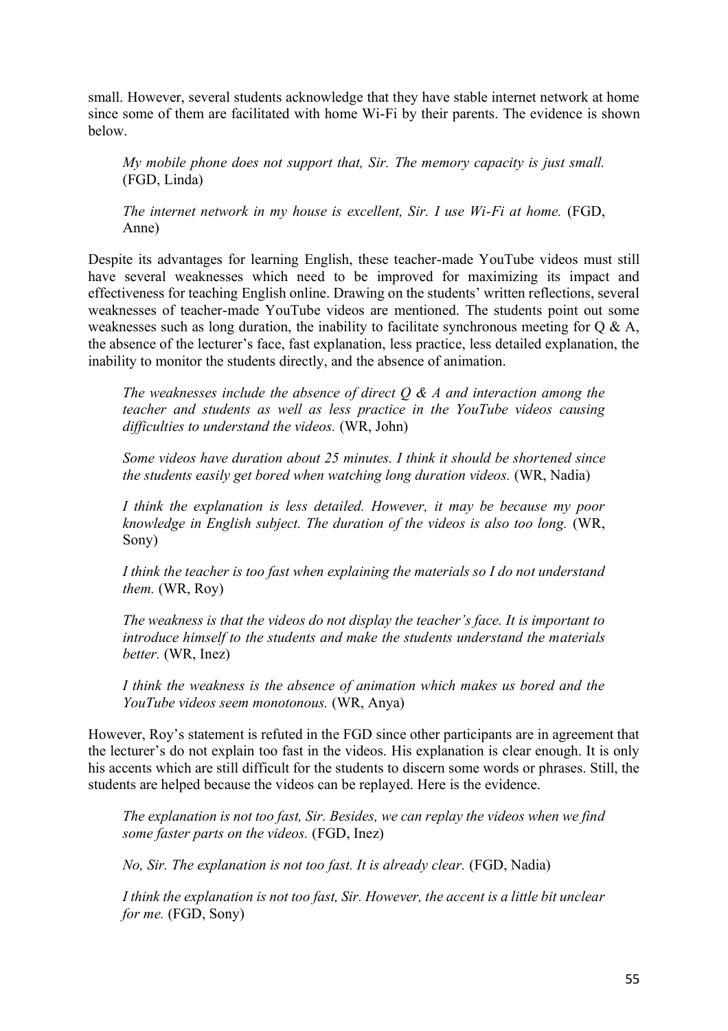small. However, several students acknowledge that they have stable internet network at home since some of them are facilitated with home Wi-Fi by their parents. The evidence is shown below.

> *My mobile phone does not support that, Sir. The memory capacity is just small.* (FGD, Linda)

> *The internet network in my house is excellent, Sir. I use Wi-Fi at home.* (FGD, Anne)

Despite its advantages for learning English, these teacher-made YouTube videos must still have several weaknesses which need to be improved for maximizing its impact and effectiveness for teaching English online. Drawing on the students' written reflections, several weaknesses of teacher-made YouTube videos are mentioned. The students point out some weaknesses such as long duration, the inability to facilitate synchronous meeting for Q & A, the absence of the lecturer's face, fast explanation, less practice, less detailed explanation, the inability to monitor the students directly, and the absence of animation.

> *The weaknesses include the absence of direct Q & A and interaction among the teacher and students as well as less practice in the YouTube videos causing difficulties to understand the videos.* (WR, John)

> *Some videos have duration about 25 minutes. I think it should be shortened since the students easily get bored when watching long duration videos.* (WR, Nadia)

> *I think the explanation is less detailed. However, it may be because my poor knowledge in English subject. The duration of the videos is also too long.* (WR, Sony)

> *I think the teacher is too fast when explaining the materials so I do not understand them.* (WR, Roy)

> *The weakness is that the videos do not display the teacher's face. It is important to introduce himself to the students and make the students understand the materials better.* (WR, Inez)

> *I think the weakness is the absence of animation which makes us bored and the YouTube videos seem monotonous.* (WR, Anya)

However, Roy's statement is refuted in the FGD since other participants are in agreement that the lecturer's do not explain too fast in the videos. His explanation is clear enough. It is only his accents which are still difficult for the students to discern some words or phrases. Still, the students are helped because the videos can be replayed. Here is the evidence.

> *The explanation is not too fast, Sir. Besides, we can replay the videos when we find some faster parts on the videos.* (FGD, Inez)

> *No, Sir. The explanation is not too fast. It is already clear.* (FGD, Nadia)

> *I think the explanation is not too fast, Sir. However, the accent is a little bit unclear for me.* (FGD, Sony)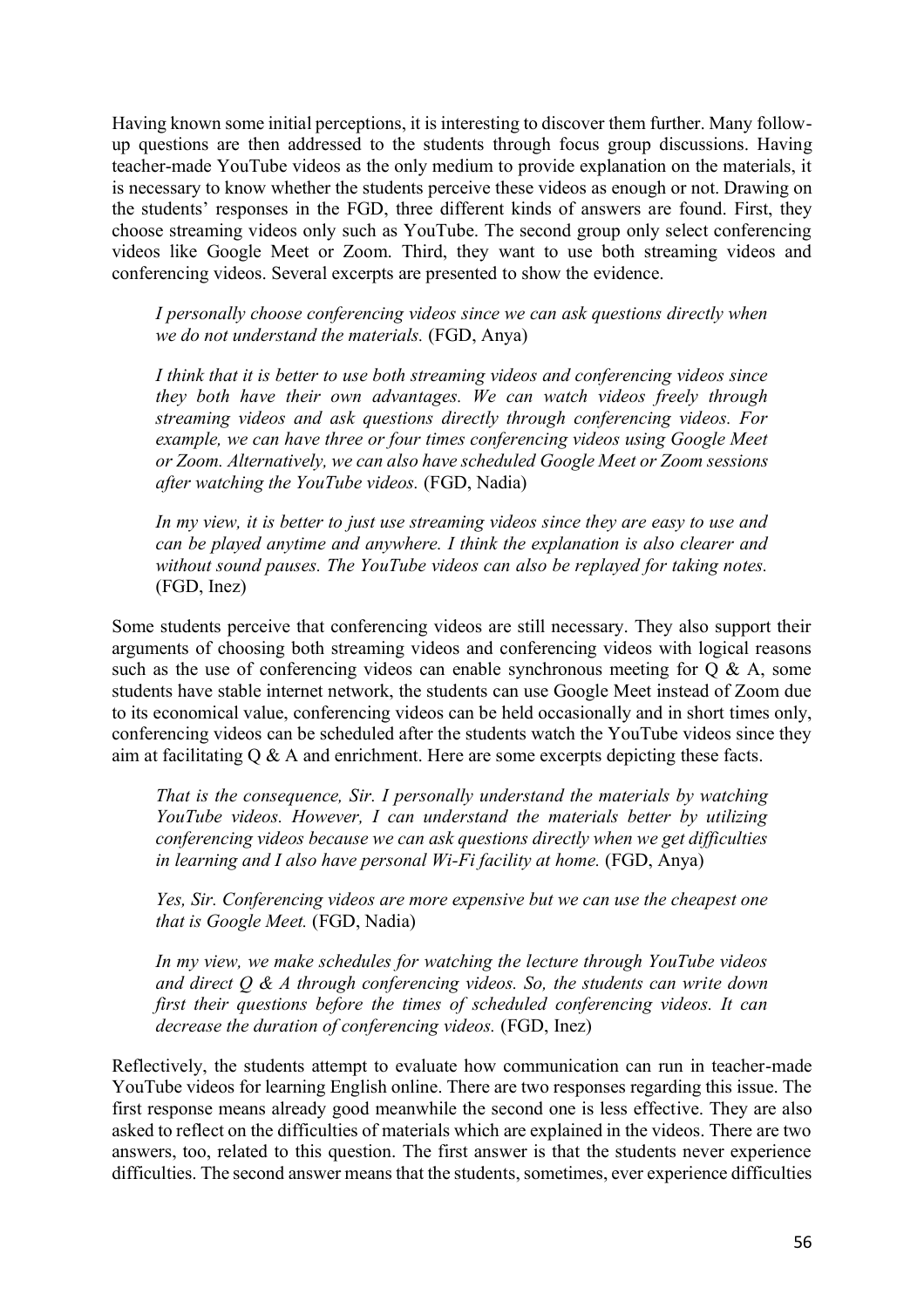Having known some initial perceptions, it is interesting to discover them further. Many follow-up questions are then addressed to the students through focus group discussions. Having teacher-made YouTube videos as the only medium to provide explanation on the materials, it is necessary to know whether the students perceive these videos as enough or not. Drawing on the students' responses in the FGD, three different kinds of answers are found. First, they choose streaming videos only such as YouTube. The second group only select conferencing videos like Google Meet or Zoom. Third, they want to use both streaming videos and conferencing videos. Several excerpts are presented to show the evidence.

> *I personally choose conferencing videos since we can ask questions directly when we do not understand the materials.* (FGD, Anya)

> *I think that it is better to use both streaming videos and conferencing videos since they both have their own advantages. We can watch videos freely through streaming videos and ask questions directly through conferencing videos. For example, we can have three or four times conferencing videos using Google Meet or Zoom. Alternatively, we can also have scheduled Google Meet or Zoom sessions after watching the YouTube videos.* (FGD, Nadia)

> *In my view, it is better to just use streaming videos since they are easy to use and can be played anytime and anywhere. I think the explanation is also clearer and without sound pauses. The YouTube videos can also be replayed for taking notes.* (FGD, Inez)

Some students perceive that conferencing videos are still necessary. They also support their arguments of choosing both streaming videos and conferencing videos with logical reasons such as the use of conferencing videos can enable synchronous meeting for Q & A, some students have stable internet network, the students can use Google Meet instead of Zoom due to its economical value, conferencing videos can be held occasionally and in short times only, conferencing videos can be scheduled after the students watch the YouTube videos since they aim at facilitating Q & A and enrichment. Here are some excerpts depicting these facts.

> *That is the consequence, Sir. I personally understand the materials by watching YouTube videos. However, I can understand the materials better by utilizing conferencing videos because we can ask questions directly when we get difficulties in learning and I also have personal Wi-Fi facility at home.* (FGD, Anya)

> *Yes, Sir. Conferencing videos are more expensive but we can use the cheapest one that is Google Meet.* (FGD, Nadia)

> *In my view, we make schedules for watching the lecture through YouTube videos and direct Q & A through conferencing videos. So, the students can write down first their questions before the times of scheduled conferencing videos. It can decrease the duration of conferencing videos.* (FGD, Inez)

Reflectively, the students attempt to evaluate how communication can run in teacher-made YouTube videos for learning English online. There are two responses regarding this issue. The first response means already good meanwhile the second one is less effective. They are also asked to reflect on the difficulties of materials which are explained in the videos. There are two answers, too, related to this question. The first answer is that the students never experience difficulties. The second answer means that the students, sometimes, ever experience difficulties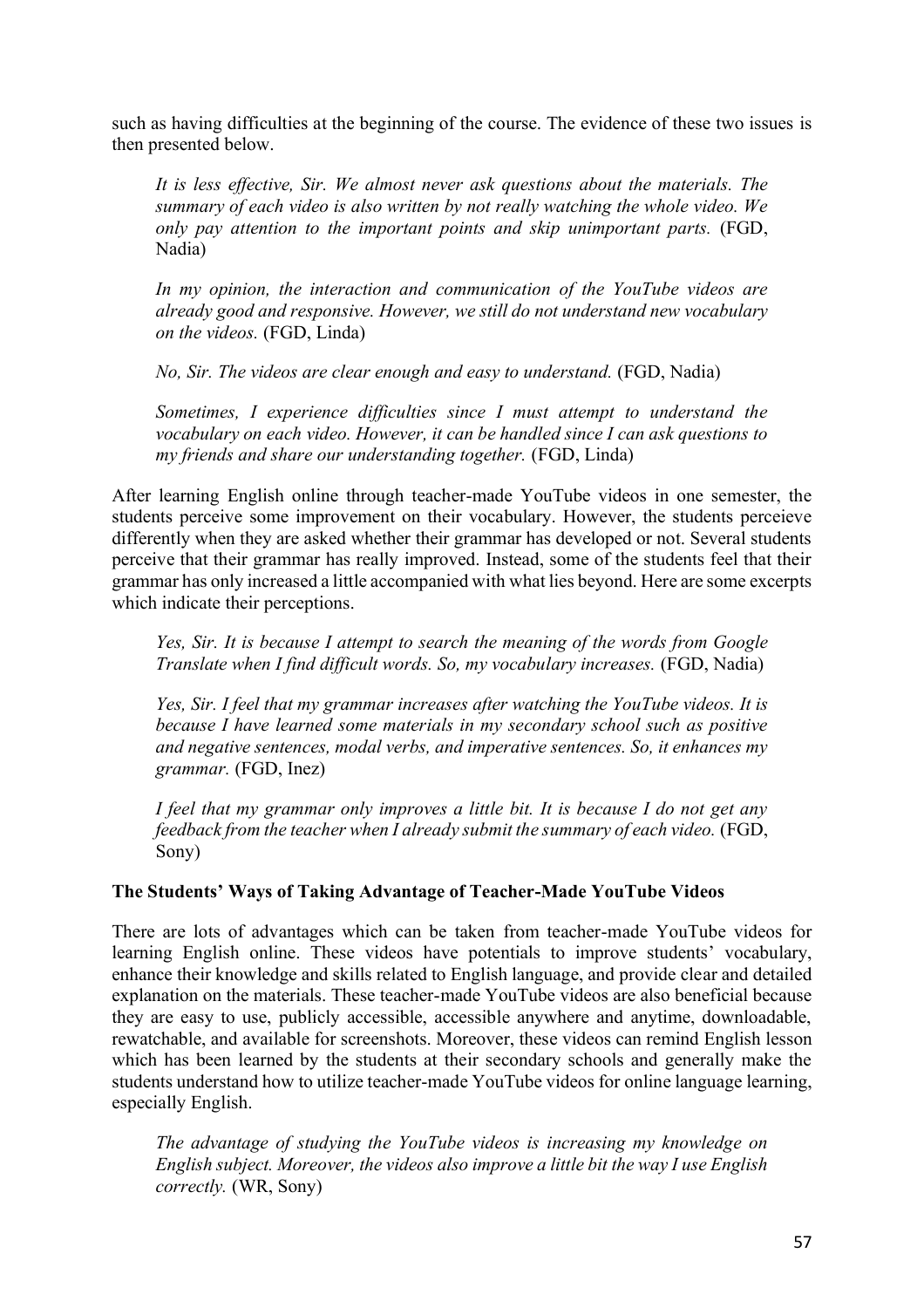such as having difficulties at the beginning of the course. The evidence of these two issues is then presented below.

> *It is less effective, Sir. We almost never ask questions about the materials. The summary of each video is also written by not really watching the whole video. We only pay attention to the important points and skip unimportant parts.* (FGD, Nadia)

> *In my opinion, the interaction and communication of the YouTube videos are already good and responsive. However, we still do not understand new vocabulary on the videos.* (FGD, Linda)

> *No, Sir. The videos are clear enough and easy to understand.* (FGD, Nadia)

> *Sometimes, I experience difficulties since I must attempt to understand the vocabulary on each video. However, it can be handled since I can ask questions to my friends and share our understanding together.* (FGD, Linda)

After learning English online through teacher-made YouTube videos in one semester, the students perceive some improvement on their vocabulary. However, the students perceieve differently when they are asked whether their grammar has developed or not. Several students perceive that their grammar has really improved. Instead, some of the students feel that their grammar has only increased a little accompanied with what lies beyond. Here are some excerpts which indicate their perceptions.

> *Yes, Sir. It is because I attempt to search the meaning of the words from Google Translate when I find difficult words. So, my vocabulary increases.* (FGD, Nadia)

> *Yes, Sir. I feel that my grammar increases after watching the YouTube videos. It is because I have learned some materials in my secondary school such as positive and negative sentences, modal verbs, and imperative sentences. So, it enhances my grammar.* (FGD, Inez)

> *I feel that my grammar only improves a little bit. It is because I do not get any feedback from the teacher when I already submit the summary of each video.* (FGD, Sony)

**The Students' Ways of Taking Advantage of Teacher-Made YouTube Videos**

There are lots of advantages which can be taken from teacher-made YouTube videos for learning English online. These videos have potentials to improve students' vocabulary, enhance their knowledge and skills related to English language, and provide clear and detailed explanation on the materials. These teacher-made YouTube videos are also beneficial because they are easy to use, publicly accessible, accessible anywhere and anytime, downloadable, rewatchable, and available for screenshots. Moreover, these videos can remind English lesson which has been learned by the students at their secondary schools and generally make the students understand how to utilize teacher-made YouTube videos for online language learning, especially English.

> *The advantage of studying the YouTube videos is increasing my knowledge on English subject. Moreover, the videos also improve a little bit the way I use English correctly.* (WR, Sony)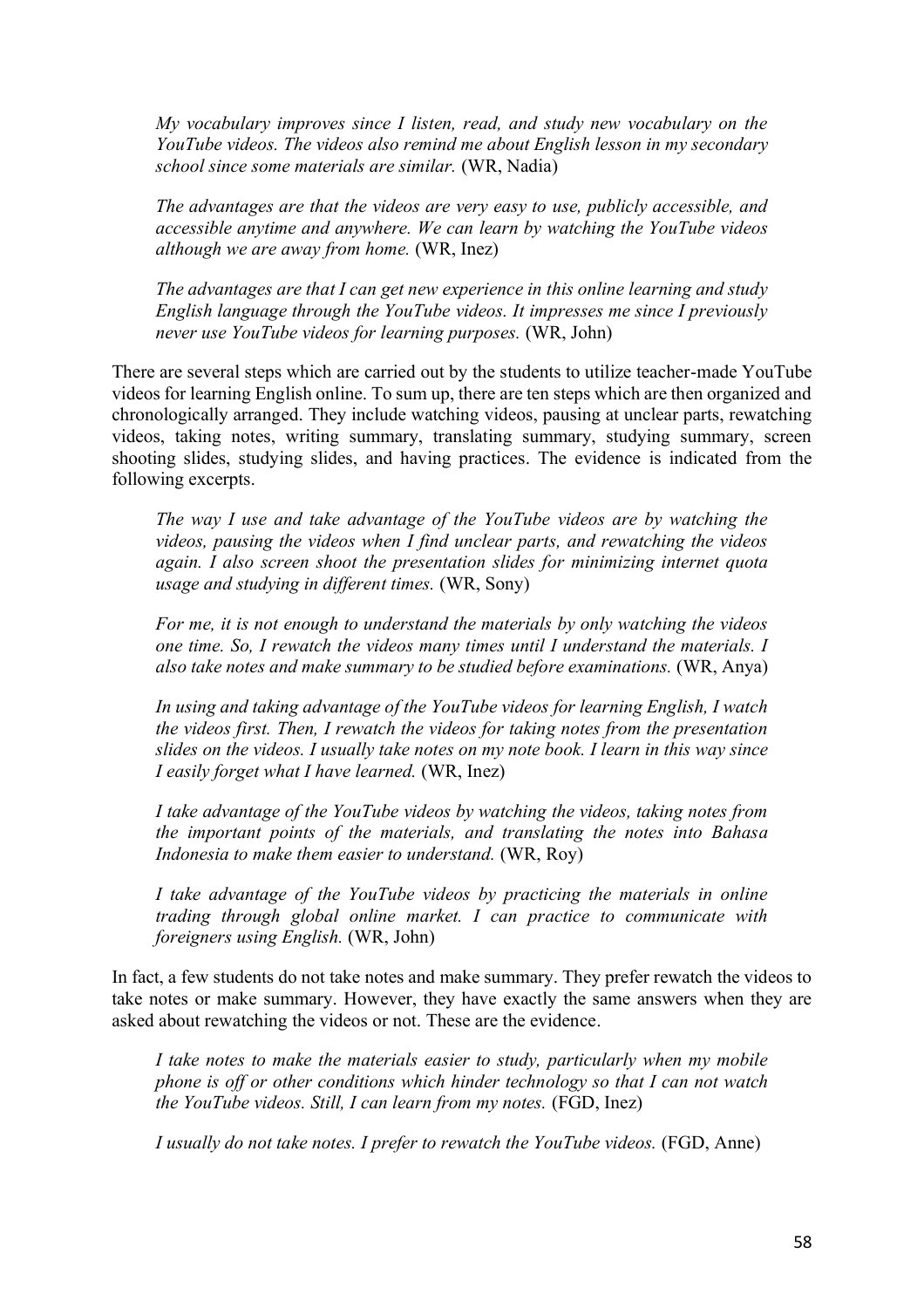> *My vocabulary improves since I listen, read, and study new vocabulary on the YouTube videos. The videos also remind me about English lesson in my secondary school since some materials are similar.* (WR, Nadia)

> *The advantages are that the videos are very easy to use, publicly accessible, and accessible anytime and anywhere. We can learn by watching the YouTube videos although we are away from home.* (WR, Inez)

> *The advantages are that I can get new experience in this online learning and study English language through the YouTube videos. It impresses me since I previously never use YouTube videos for learning purposes.* (WR, John)

There are several steps which are carried out by the students to utilize teacher-made YouTube videos for learning English online. To sum up, there are ten steps which are then organized and chronologically arranged. They include watching videos, pausing at unclear parts, rewatching videos, taking notes, writing summary, translating summary, studying summary, screen shooting slides, studying slides, and having practices. The evidence is indicated from the following excerpts.

> *The way I use and take advantage of the YouTube videos are by watching the videos, pausing the videos when I find unclear parts, and rewatching the videos again. I also screen shoot the presentation slides for minimizing internet quota usage and studying in different times.* (WR, Sony)

> *For me, it is not enough to understand the materials by only watching the videos one time. So, I rewatch the videos many times until I understand the materials. I also take notes and make summary to be studied before examinations.* (WR, Anya)

> *In using and taking advantage of the YouTube videos for learning English, I watch the videos first. Then, I rewatch the videos for taking notes from the presentation slides on the videos. I usually take notes on my note book. I learn in this way since I easily forget what I have learned.* (WR, Inez)

> *I take advantage of the YouTube videos by watching the videos, taking notes from the important points of the materials, and translating the notes into Bahasa Indonesia to make them easier to understand.* (WR, Roy)

> *I take advantage of the YouTube videos by practicing the materials in online trading through global online market. I can practice to communicate with foreigners using English.* (WR, John)

In fact, a few students do not take notes and make summary. They prefer rewatch the videos to take notes or make summary. However, they have exactly the same answers when they are asked about rewatching the videos or not. These are the evidence.

> *I take notes to make the materials easier to study, particularly when my mobile phone is off or other conditions which hinder technology so that I can not watch the YouTube videos. Still, I can learn from my notes.* (FGD, Inez)

> *I usually do not take notes. I prefer to rewatch the YouTube videos.* (FGD, Anne)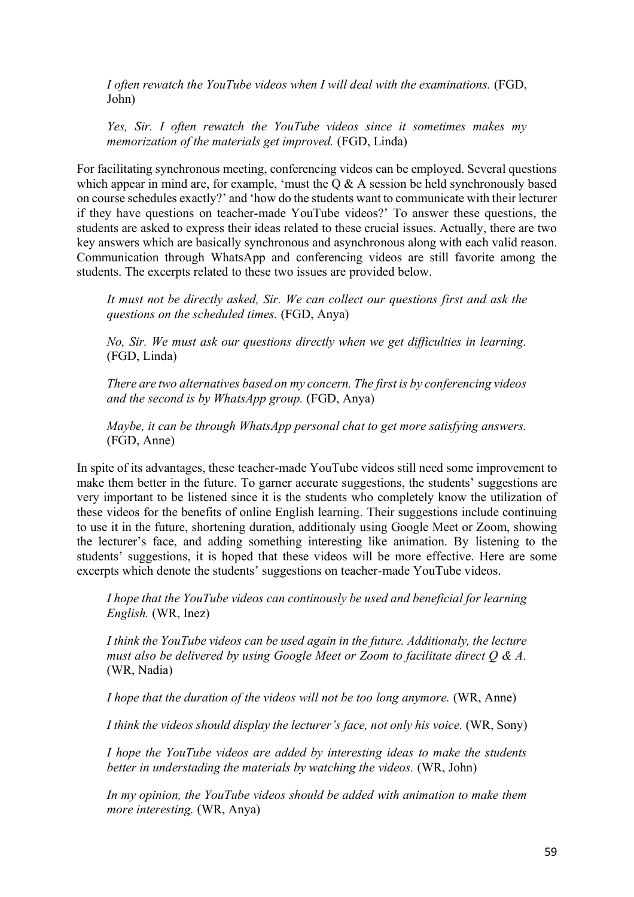*I often rewatch the YouTube videos when I will deal with the examinations.* (FGD, John)

*Yes, Sir. I often rewatch the YouTube videos since it sometimes makes my memorization of the materials get improved.* (FGD, Linda)

For facilitating synchronous meeting, conferencing videos can be employed. Several questions which appear in mind are, for example, 'must the Q & A session be held synchronously based on course schedules exactly?' and 'how do the students want to communicate with their lecturer if they have questions on teacher-made YouTube videos?' To answer these questions, the students are asked to express their ideas related to these crucial issues. Actually, there are two key answers which are basically synchronous and asynchronous along with each valid reason. Communication through WhatsApp and conferencing videos are still favorite among the students. The excerpts related to these two issues are provided below.

*It must not be directly asked, Sir. We can collect our questions first and ask the questions on the scheduled times.* (FGD, Anya)

*No, Sir. We must ask our questions directly when we get difficulties in learning.* (FGD, Linda)

*There are two alternatives based on my concern. The first is by conferencing videos and the second is by WhatsApp group.* (FGD, Anya)

*Maybe, it can be through WhatsApp personal chat to get more satisfying answers.* (FGD, Anne)

In spite of its advantages, these teacher-made YouTube videos still need some improvement to make them better in the future. To garner accurate suggestions, the students' suggestions are very important to be listened since it is the students who completely know the utilization of these videos for the benefits of online English learning. Their suggestions include continuing to use it in the future, shortening duration, additionaly using Google Meet or Zoom, showing the lecturer's face, and adding something interesting like animation. By listening to the students' suggestions, it is hoped that these videos will be more effective. Here are some excerpts which denote the students' suggestions on teacher-made YouTube videos.

*I hope that the YouTube videos can continously be used and beneficial for learning English.* (WR, Inez)

*I think the YouTube videos can be used again in the future. Additionaly, the lecture must also be delivered by using Google Meet or Zoom to facilitate direct Q & A.* (WR, Nadia)

*I hope that the duration of the videos will not be too long anymore.* (WR, Anne)

*I think the videos should display the lecturer's face, not only his voice.* (WR, Sony)

*I hope the YouTube videos are added by interesting ideas to make the students better in understading the materials by watching the videos.* (WR, John)

*In my opinion, the YouTube videos should be added with animation to make them more interesting.* (WR, Anya)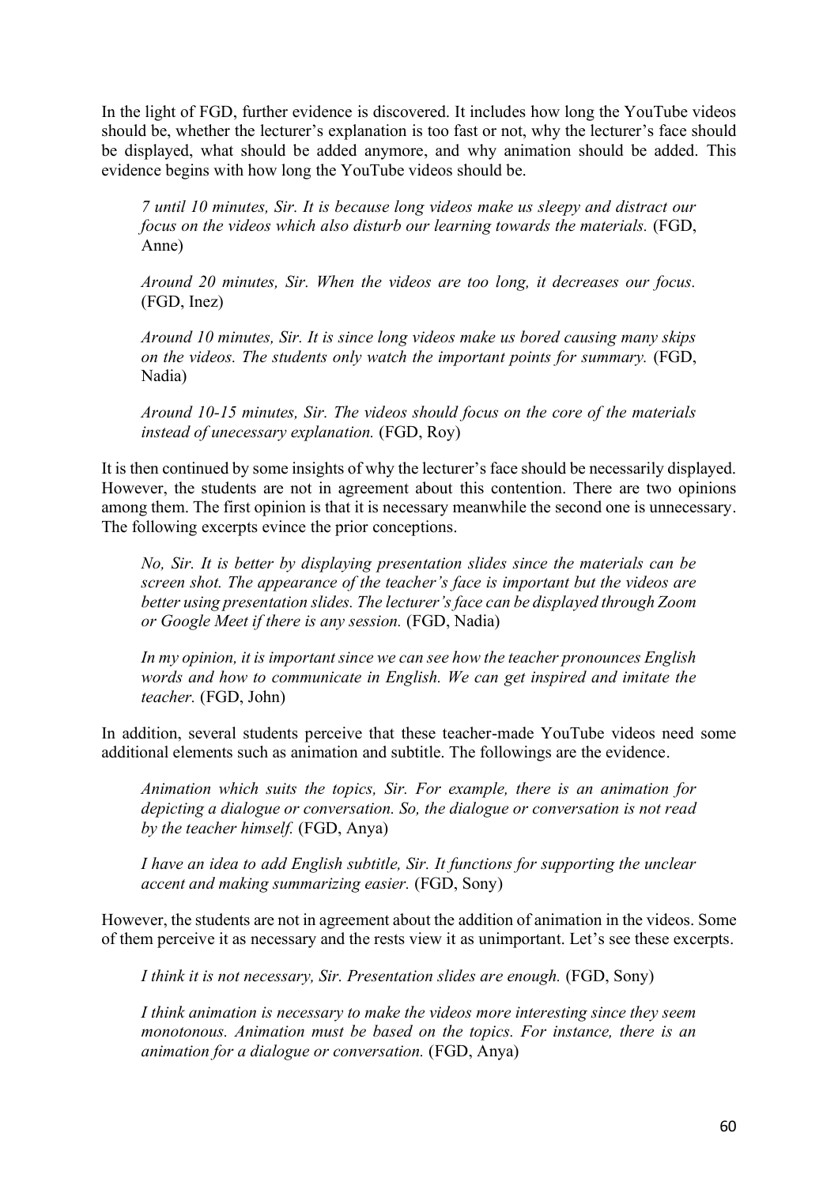In the light of FGD, further evidence is discovered. It includes how long the YouTube videos should be, whether the lecturer's explanation is too fast or not, why the lecturer's face should be displayed, what should be added anymore, and why animation should be added. This evidence begins with how long the YouTube videos should be.

> *7 until 10 minutes, Sir. It is because long videos make us sleepy and distract our focus on the videos which also disturb our learning towards the materials.* (FGD, Anne)

> *Around 20 minutes, Sir. When the videos are too long, it decreases our focus.* (FGD, Inez)

> *Around 10 minutes, Sir. It is since long videos make us bored causing many skips on the videos. The students only watch the important points for summary.* (FGD, Nadia)

> *Around 10-15 minutes, Sir. The videos should focus on the core of the materials instead of unecessary explanation.* (FGD, Roy)

It is then continued by some insights of why the lecturer's face should be necessarily displayed. However, the students are not in agreement about this contention. There are two opinions among them. The first opinion is that it is necessary meanwhile the second one is unnecessary. The following excerpts evince the prior conceptions.

> *No, Sir. It is better by displaying presentation slides since the materials can be screen shot. The appearance of the teacher's face is important but the videos are better using presentation slides. The lecturer's face can be displayed through Zoom or Google Meet if there is any session.* (FGD, Nadia)

> *In my opinion, it is important since we can see how the teacher pronounces English words and how to communicate in English. We can get inspired and imitate the teacher.* (FGD, John)

In addition, several students perceive that these teacher-made YouTube videos need some additional elements such as animation and subtitle. The followings are the evidence.

> *Animation which suits the topics, Sir. For example, there is an animation for depicting a dialogue or conversation. So, the dialogue or conversation is not read by the teacher himself.* (FGD, Anya)

> *I have an idea to add English subtitle, Sir. It functions for supporting the unclear accent and making summarizing easier.* (FGD, Sony)

However, the students are not in agreement about the addition of animation in the videos. Some of them perceive it as necessary and the rests view it as unimportant. Let's see these excerpts.

> *I think it is not necessary, Sir. Presentation slides are enough.* (FGD, Sony)

> *I think animation is necessary to make the videos more interesting since they seem monotonous. Animation must be based on the topics. For instance, there is an animation for a dialogue or conversation.* (FGD, Anya)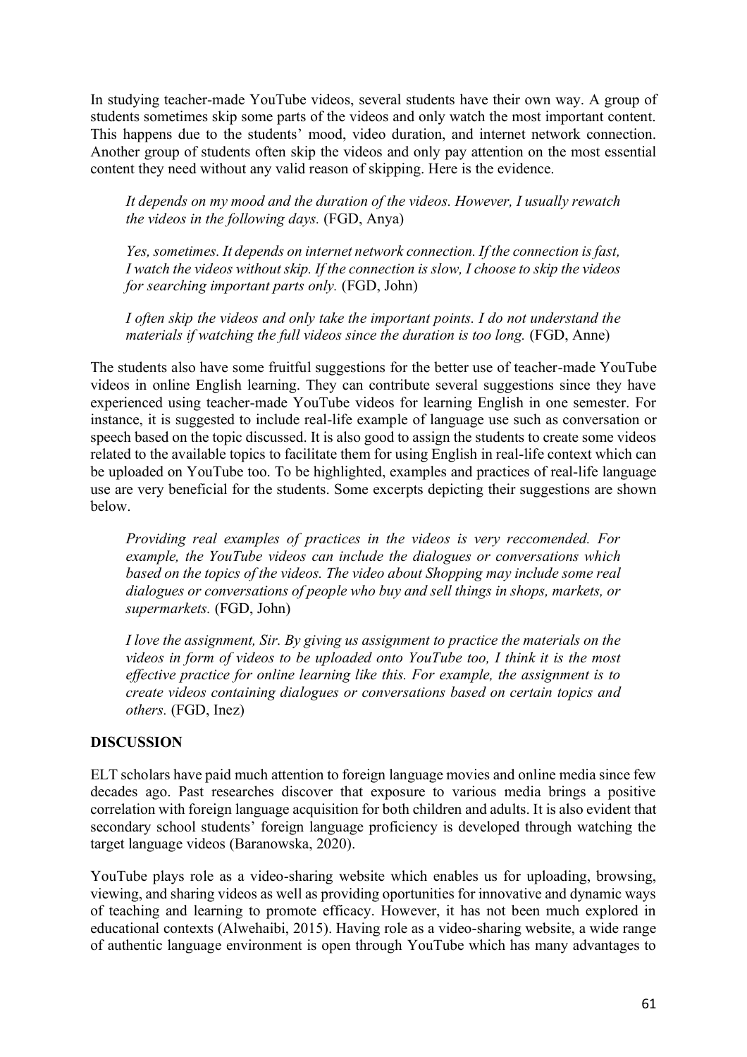In studying teacher-made YouTube videos, several students have their own way. A group of students sometimes skip some parts of the videos and only watch the most important content. This happens due to the students' mood, video duration, and internet network connection. Another group of students often skip the videos and only pay attention on the most essential content they need without any valid reason of skipping. Here is the evidence.

> *It depends on my mood and the duration of the videos. However, I usually rewatch the videos in the following days.* (FGD, Anya)

> *Yes, sometimes. It depends on internet network connection. If the connection is fast, I watch the videos without skip. If the connection is slow, I choose to skip the videos for searching important parts only.* (FGD, John)

> *I often skip the videos and only take the important points. I do not understand the materials if watching the full videos since the duration is too long.* (FGD, Anne)

The students also have some fruitful suggestions for the better use of teacher-made YouTube videos in online English learning. They can contribute several suggestions since they have experienced using teacher-made YouTube videos for learning English in one semester. For instance, it is suggested to include real-life example of language use such as conversation or speech based on the topic discussed. It is also good to assign the students to create some videos related to the available topics to facilitate them for using English in real-life context which can be uploaded on YouTube too. To be highlighted, examples and practices of real-life language use are very beneficial for the students. Some excerpts depicting their suggestions are shown below.

> *Providing real examples of practices in the videos is very reccomended. For example, the YouTube videos can include the dialogues or conversations which based on the topics of the videos. The video about Shopping may include some real dialogues or conversations of people who buy and sell things in shops, markets, or supermarkets.* (FGD, John)

> *I love the assignment, Sir. By giving us assignment to practice the materials on the videos in form of videos to be uploaded onto YouTube too, I think it is the most effective practice for online learning like this. For example, the assignment is to create videos containing dialogues or conversations based on certain topics and others.* (FGD, Inez)

## DISCUSSION

ELT scholars have paid much attention to foreign language movies and online media since few decades ago. Past researches discover that exposure to various media brings a positive correlation with foreign language acquisition for both children and adults. It is also evident that secondary school students' foreign language proficiency is developed through watching the target language videos (Baranowska, 2020).

YouTube plays role as a video-sharing website which enables us for uploading, browsing, viewing, and sharing videos as well as providing oportunities for innovative and dynamic ways of teaching and learning to promote efficacy. However, it has not been much explored in educational contexts (Alwehaibi, 2015). Having role as a video-sharing website, a wide range of authentic language environment is open through YouTube which has many advantages to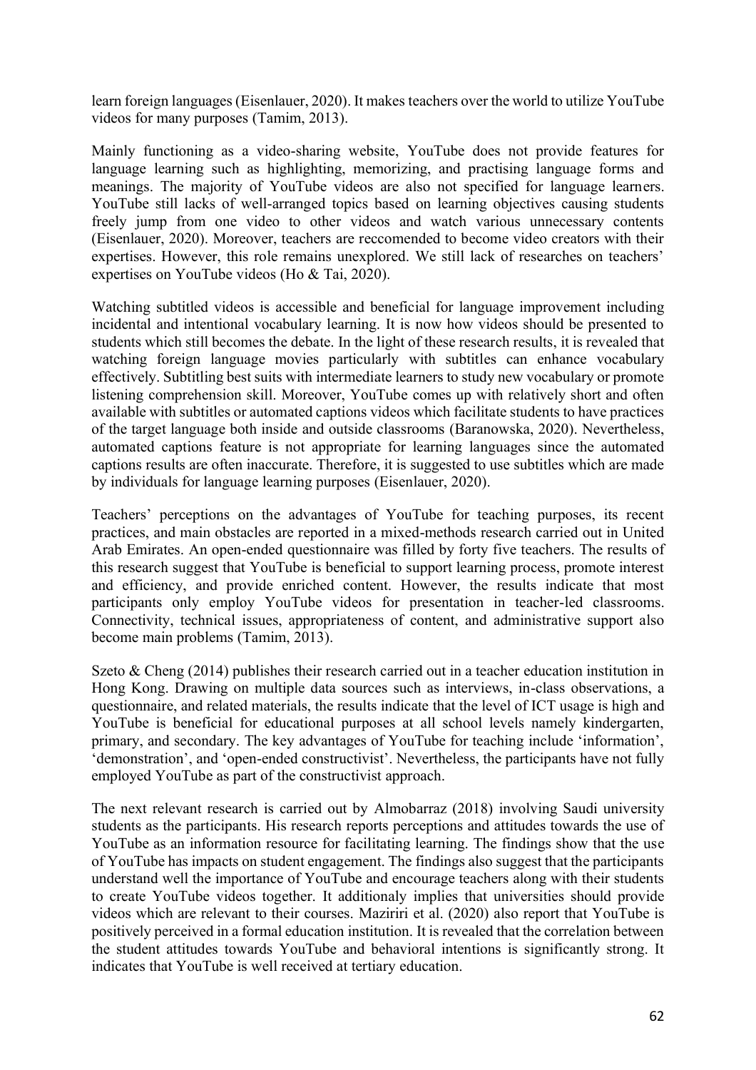learn foreign languages (Eisenlauer, 2020). It makes teachers over the world to utilize YouTube videos for many purposes (Tamim, 2013).

Mainly functioning as a video-sharing website, YouTube does not provide features for language learning such as highlighting, memorizing, and practising language forms and meanings. The majority of YouTube videos are also not specified for language learners. YouTube still lacks of well-arranged topics based on learning objectives causing students freely jump from one video to other videos and watch various unnecessary contents (Eisenlauer, 2020). Moreover, teachers are reccomended to become video creators with their expertises. However, this role remains unexplored. We still lack of researches on teachers' expertises on YouTube videos (Ho & Tai, 2020).

Watching subtitled videos is accessible and beneficial for language improvement including incidental and intentional vocabulary learning. It is now how videos should be presented to students which still becomes the debate. In the light of these research results, it is revealed that watching foreign language movies particularly with subtitles can enhance vocabulary effectively. Subtitling best suits with intermediate learners to study new vocabulary or promote listening comprehension skill. Moreover, YouTube comes up with relatively short and often available with subtitles or automated captions videos which facilitate students to have practices of the target language both inside and outside classrooms (Baranowska, 2020). Nevertheless, automated captions feature is not appropriate for learning languages since the automated captions results are often inaccurate. Therefore, it is suggested to use subtitles which are made by individuals for language learning purposes (Eisenlauer, 2020).

Teachers' perceptions on the advantages of YouTube for teaching purposes, its recent practices, and main obstacles are reported in a mixed-methods research carried out in United Arab Emirates. An open-ended questionnaire was filled by forty five teachers. The results of this research suggest that YouTube is beneficial to support learning process, promote interest and efficiency, and provide enriched content. However, the results indicate that most participants only employ YouTube videos for presentation in teacher-led classrooms. Connectivity, technical issues, appropriateness of content, and administrative support also become main problems (Tamim, 2013).

Szeto & Cheng (2014) publishes their research carried out in a teacher education institution in Hong Kong. Drawing on multiple data sources such as interviews, in-class observations, a questionnaire, and related materials, the results indicate that the level of ICT usage is high and YouTube is beneficial for educational purposes at all school levels namely kindergarten, primary, and secondary. The key advantages of YouTube for teaching include 'information', 'demonstration', and 'open-ended constructivist'. Nevertheless, the participants have not fully employed YouTube as part of the constructivist approach.

The next relevant research is carried out by Almobarraz (2018) involving Saudi university students as the participants. His research reports perceptions and attitudes towards the use of YouTube as an information resource for facilitating learning. The findings show that the use of YouTube has impacts on student engagement. The findings also suggest that the participants understand well the importance of YouTube and encourage teachers along with their students to create YouTube videos together. It additionaly implies that universities should provide videos which are relevant to their courses. Maziriri et al. (2020) also report that YouTube is positively perceived in a formal education institution. It is revealed that the correlation between the student attitudes towards YouTube and behavioral intentions is significantly strong. It indicates that YouTube is well received at tertiary education.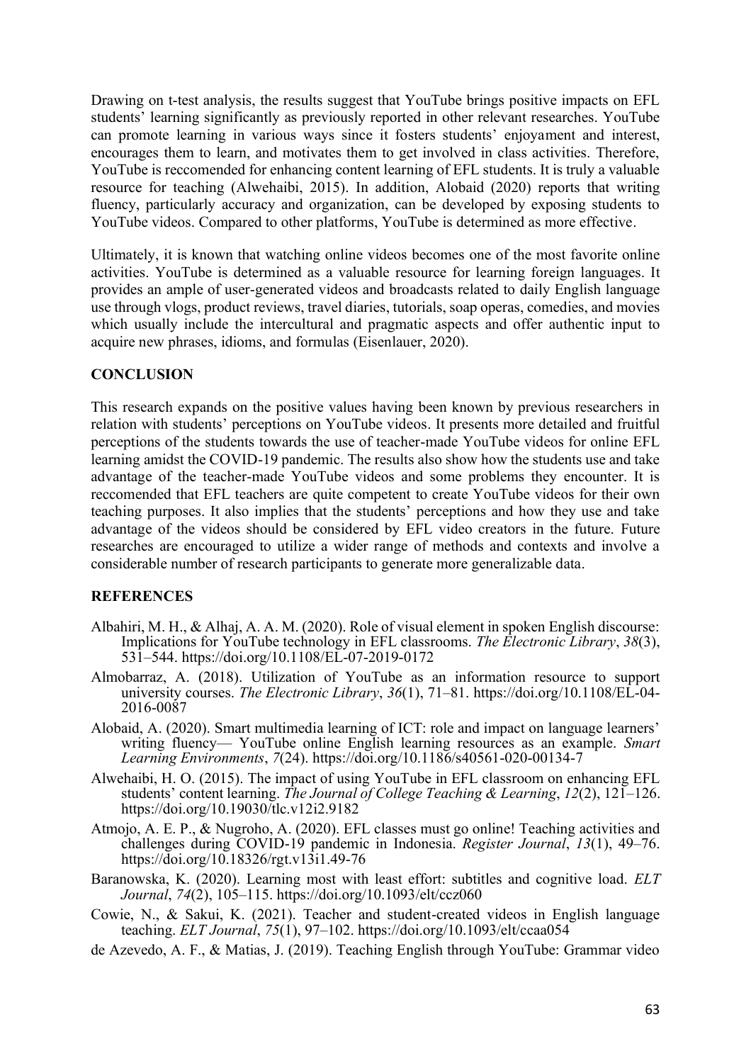Drawing on t-test analysis, the results suggest that YouTube brings positive impacts on EFL students' learning significantly as previously reported in other relevant researches. YouTube can promote learning in various ways since it fosters students' enjoyament and interest, encourages them to learn, and motivates them to get involved in class activities. Therefore, YouTube is reccomended for enhancing content learning of EFL students. It is truly a valuable resource for teaching (Alwehaibi, 2015). In addition, Alobaid (2020) reports that writing fluency, particularly accuracy and organization, can be developed by exposing students to YouTube videos. Compared to other platforms, YouTube is determined as more effective.

Ultimately, it is known that watching online videos becomes one of the most favorite online activities. YouTube is determined as a valuable resource for learning foreign languages. It provides an ample of user-generated videos and broadcasts related to daily English language use through vlogs, product reviews, travel diaries, tutorials, soap operas, comedies, and movies which usually include the intercultural and pragmatic aspects and offer authentic input to acquire new phrases, idioms, and formulas (Eisenlauer, 2020).

## CONCLUSION

This research expands on the positive values having been known by previous researchers in relation with students' perceptions on YouTube videos. It presents more detailed and fruitful perceptions of the students towards the use of teacher-made YouTube videos for online EFL learning amidst the COVID-19 pandemic. The results also show how the students use and take advantage of the teacher-made YouTube videos and some problems they encounter. It is reccomended that EFL teachers are quite competent to create YouTube videos for their own teaching purposes. It also implies that the students' perceptions and how they use and take advantage of the videos should be considered by EFL video creators in the future. Future researches are encouraged to utilize a wider range of methods and contexts and involve a considerable number of research participants to generate more generalizable data.

## REFERENCES

Albahiri, M. H., & Alhaj, A. A. M. (2020). Role of visual element in spoken English discourse: Implications for YouTube technology in EFL classrooms. *The Electronic Library*, *38*(3), 531–544. https://doi.org/10.1108/EL-07-2019-0172

Almobarraz, A. (2018). Utilization of YouTube as an information resource to support university courses. *The Electronic Library*, *36*(1), 71–81. https://doi.org/10.1108/EL-04-2016-0087

Alobaid, A. (2020). Smart multimedia learning of ICT: role and impact on language learners' writing fluency— YouTube online English learning resources as an example. *Smart Learning Environments*, *7*(24). https://doi.org/10.1186/s40561-020-00134-7

Alwehaibi, H. O. (2015). The impact of using YouTube in EFL classroom on enhancing EFL students' content learning. *The Journal of College Teaching & Learning*, *12*(2), 121–126. https://doi.org/10.19030/tlc.v12i2.9182

Atmojo, A. E. P., & Nugroho, A. (2020). EFL classes must go online! Teaching activities and challenges during COVID-19 pandemic in Indonesia. *Register Journal*, *13*(1), 49–76. https://doi.org/10.18326/rgt.v13i1.49-76

Baranowska, K. (2020). Learning most with least effort: subtitles and cognitive load. *ELT Journal*, *74*(2), 105–115. https://doi.org/10.1093/elt/ccz060

Cowie, N., & Sakui, K. (2021). Teacher and student-created videos in English language teaching. *ELT Journal*, *75*(1), 97–102. https://doi.org/10.1093/elt/ccaa054

de Azevedo, A. F., & Matias, J. (2019). Teaching English through YouTube: Grammar video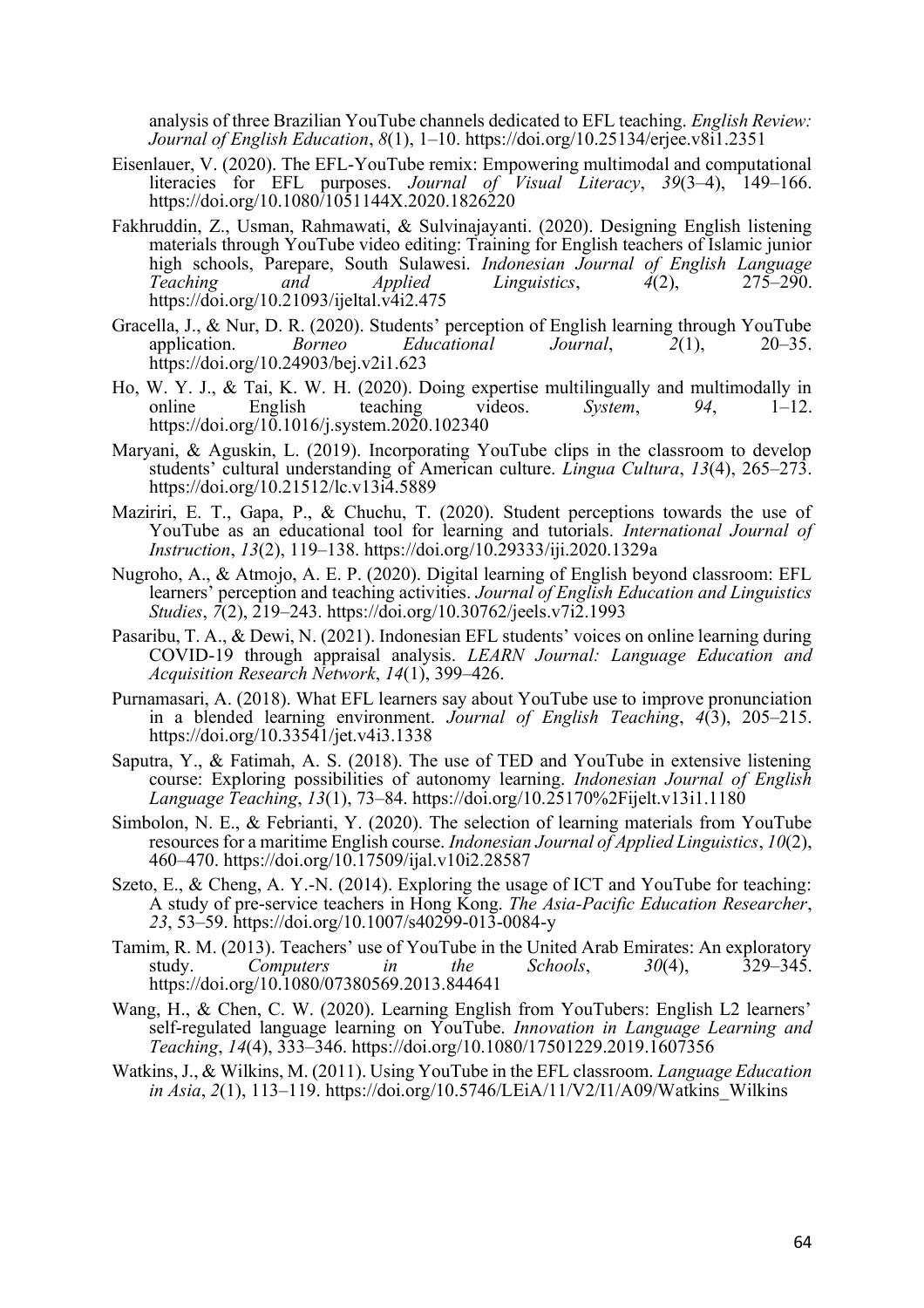analysis of three Brazilian YouTube channels dedicated to EFL teaching. *English Review: Journal of English Education*, *8*(1), 1–10. https://doi.org/10.25134/erjee.v8i1.2351

Eisenlauer, V. (2020). The EFL-YouTube remix: Empowering multimodal and computational literacies for EFL purposes. *Journal of Visual Literacy*, *39*(3–4), 149–166. https://doi.org/10.1080/1051144X.2020.1826220

Fakhruddin, Z., Usman, Rahmawati, & Sulvinajayanti. (2020). Designing English listening materials through YouTube video editing: Training for English teachers of Islamic junior high schools, Parepare, South Sulawesi. *Indonesian Journal of English Language Teaching and Applied Linguistics*, *4*(2), 275–290. https://doi.org/10.21093/ijeltal.v4i2.475

Gracella, J., & Nur, D. R. (2020). Students' perception of English learning through YouTube application. *Borneo Educational Journal*, *2*(1), 20–35. https://doi.org/10.24903/bej.v2i1.623

Ho, W. Y. J., & Tai, K. W. H. (2020). Doing expertise multilingually and multimodally in online English teaching videos. *System*, *94*, 1–12. https://doi.org/10.1016/j.system.2020.102340

Maryani, & Aguskin, L. (2019). Incorporating YouTube clips in the classroom to develop students' cultural understanding of American culture. *Lingua Cultura*, *13*(4), 265–273. https://doi.org/10.21512/lc.v13i4.5889

Maziriri, E. T., Gapa, P., & Chuchu, T. (2020). Student perceptions towards the use of YouTube as an educational tool for learning and tutorials. *International Journal of Instruction*, *13*(2), 119–138. https://doi.org/10.29333/iji.2020.1329a

Nugroho, A., & Atmojo, A. E. P. (2020). Digital learning of English beyond classroom: EFL learners' perception and teaching activities. *Journal of English Education and Linguistics Studies*, *7*(2), 219–243. https://doi.org/10.30762/jeels.v7i2.1993

Pasaribu, T. A., & Dewi, N. (2021). Indonesian EFL students' voices on online learning during COVID-19 through appraisal analysis. *LEARN Journal: Language Education and Acquisition Research Network*, *14*(1), 399–426.

Purnamasari, A. (2018). What EFL learners say about YouTube use to improve pronunciation in a blended learning environment. *Journal of English Teaching*, *4*(3), 205–215. https://doi.org/10.33541/jet.v4i3.1338

Saputra, Y., & Fatimah, A. S. (2018). The use of TED and YouTube in extensive listening course: Exploring possibilities of autonomy learning. *Indonesian Journal of English Language Teaching*, *13*(1), 73–84. https://doi.org/10.25170%2Fijelt.v13i1.1180

Simbolon, N. E., & Febrianti, Y. (2020). The selection of learning materials from YouTube resources for a maritime English course. *Indonesian Journal of Applied Linguistics*, *10*(2), 460–470. https://doi.org/10.17509/ijal.v10i2.28587

Szeto, E., & Cheng, A. Y.-N. (2014). Exploring the usage of ICT and YouTube for teaching: A study of pre-service teachers in Hong Kong. *The Asia-Pacific Education Researcher*, *23*, 53–59. https://doi.org/10.1007/s40299-013-0084-y

Tamim, R. M. (2013). Teachers' use of YouTube in the United Arab Emirates: An exploratory study. *Computers in the Schools*, *30*(4), 329–345. https://doi.org/10.1080/07380569.2013.844641

Wang, H., & Chen, C. W. (2020). Learning English from YouTubers: English L2 learners' self-regulated language learning on YouTube. *Innovation in Language Learning and Teaching*, *14*(4), 333–346. https://doi.org/10.1080/17501229.2019.1607356

Watkins, J., & Wilkins, M. (2011). Using YouTube in the EFL classroom. *Language Education in Asia*, *2*(1), 113–119. https://doi.org/10.5746/LEiA/11/V2/I1/A09/Watkins_Wilkins